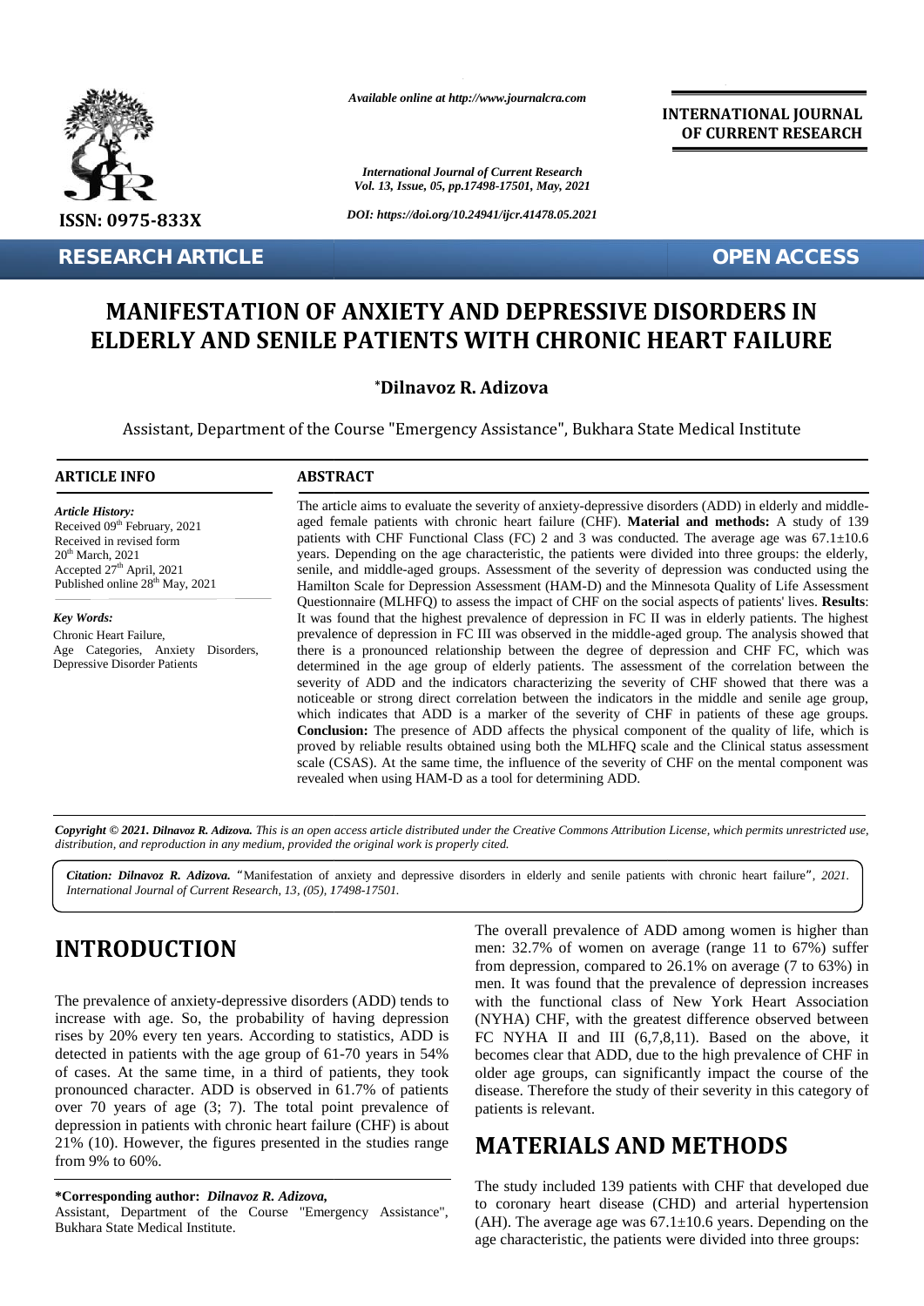*Available online at http://www.journalcra.com*

**INTERNATIONAL JOURNAL OF CURRENT RESEARCH**

*International Journal of Current Research*
*Vol. 13, Issue, 05, pp.17498-17501, May, 2021*

*DOI: https://doi.org/10.24941/ijcr.41478.05.2021*

ISSN: 0975-833X

**RESEARCH ARTICLE** **OPEN ACCESS**

# MANIFESTATION OF ANXIETY AND DEPRESSIVE DISORDERS IN ELDERLY AND SENILE PATIENTS WITH CHRONIC HEART FAILURE

**\*Dilnavoz R. Adizova**

Assistant, Department of the Course "Emergency Assistance", Bukhara State Medical Institute

### ARTICLE INFO

*Article History:*
Received 09th February, 2021
Received in revised form
20th March, 2021
Accepted 27th April, 2021
Published online 28th May, 2021

*Key Words:*
Chronic Heart Failure,
Age Categories, Anxiety Disorders,
Depressive Disorder Patients

### ABSTRACT

The article aims to evaluate the severity of anxiety-depressive disorders (ADD) in elderly and middle-aged female patients with chronic heart failure (CHF). **Material and methods:** A study of 139 patients with CHF Functional Class (FC) 2 and 3 was conducted. The average age was 67.1±10.6 years. Depending on the age characteristic, the patients were divided into three groups: the elderly, senile, and middle-aged groups. Assessment of the severity of depression was conducted using the Hamilton Scale for Depression Assessment (HAM-D) and the Minnesota Quality of Life Assessment Questionnaire (MLHFQ) to assess the impact of CHF on the social aspects of patients' lives. **Results**: It was found that the highest prevalence of depression in FC II was in elderly patients. The highest prevalence of depression in FC III was observed in the middle-aged group. The analysis showed that there is a pronounced relationship between the degree of depression and CHF FC, which was determined in the age group of elderly patients. The assessment of the correlation between the severity of ADD and the indicators characterizing the severity of CHF showed that there was a noticeable or strong direct correlation between the indicators in the middle and senile age group, which indicates that ADD is a marker of the severity of CHF in patients of these age groups. **Conclusion:** The presence of ADD affects the physical component of the quality of life, which is proved by reliable results obtained using both the MLHFQ scale and the Clinical status assessment scale (CSAS). At the same time, the influence of the severity of CHF on the mental component was revealed when using HAM-D as a tool for determining ADD.

***Copyright © 2021. Dilnavoz R. Adizova.*** *This is an open access article distributed under the Creative Commons Attribution License, which permits unrestricted use, distribution, and reproduction in any medium, provided the original work is properly cited.*

***Citation: Dilnavoz R. Adizova.*** "Manifestation of anxiety and depressive disorders in elderly and senile patients with chronic heart failure", *2021. International Journal of Current Research, 13, (05), 17498-17501.*

## INTRODUCTION

The prevalence of anxiety-depressive disorders (ADD) tends to increase with age. So, the probability of having depression rises by 20% every ten years. According to statistics, ADD is detected in patients with the age group of 61-70 years in 54% of cases. At the same time, in a third of patients, they took pronounced character. ADD is observed in 61.7% of patients over 70 years of age (3; 7). The total point prevalence of depression in patients with chronic heart failure (CHF) is about 21% (10). However, the figures presented in the studies range from 9% to 60%.

The overall prevalence of ADD among women is higher than men: 32.7% of women on average (range 11 to 67%) suffer from depression, compared to 26.1% on average (7 to 63%) in men. It was found that the prevalence of depression increases with the functional class of New York Heart Association (NYHA) CHF, with the greatest difference observed between FC NYHA II and III (6,7,8,11). Based on the above, it becomes clear that ADD, due to the high prevalence of CHF in older age groups, can significantly impact the course of the disease. Therefore the study of their severity in this category of patients is relevant.

## MATERIALS AND METHODS

The study included 139 patients with CHF that developed due to coronary heart disease (CHD) and arterial hypertension (AH). The average age was 67.1±10.6 years. Depending on the age characteristic, the patients were divided into three groups:

**\*Corresponding author:** ***Dilnavoz R. Adizova,***
Assistant, Department of the Course "Emergency Assistance", Bukhara State Medical Institute.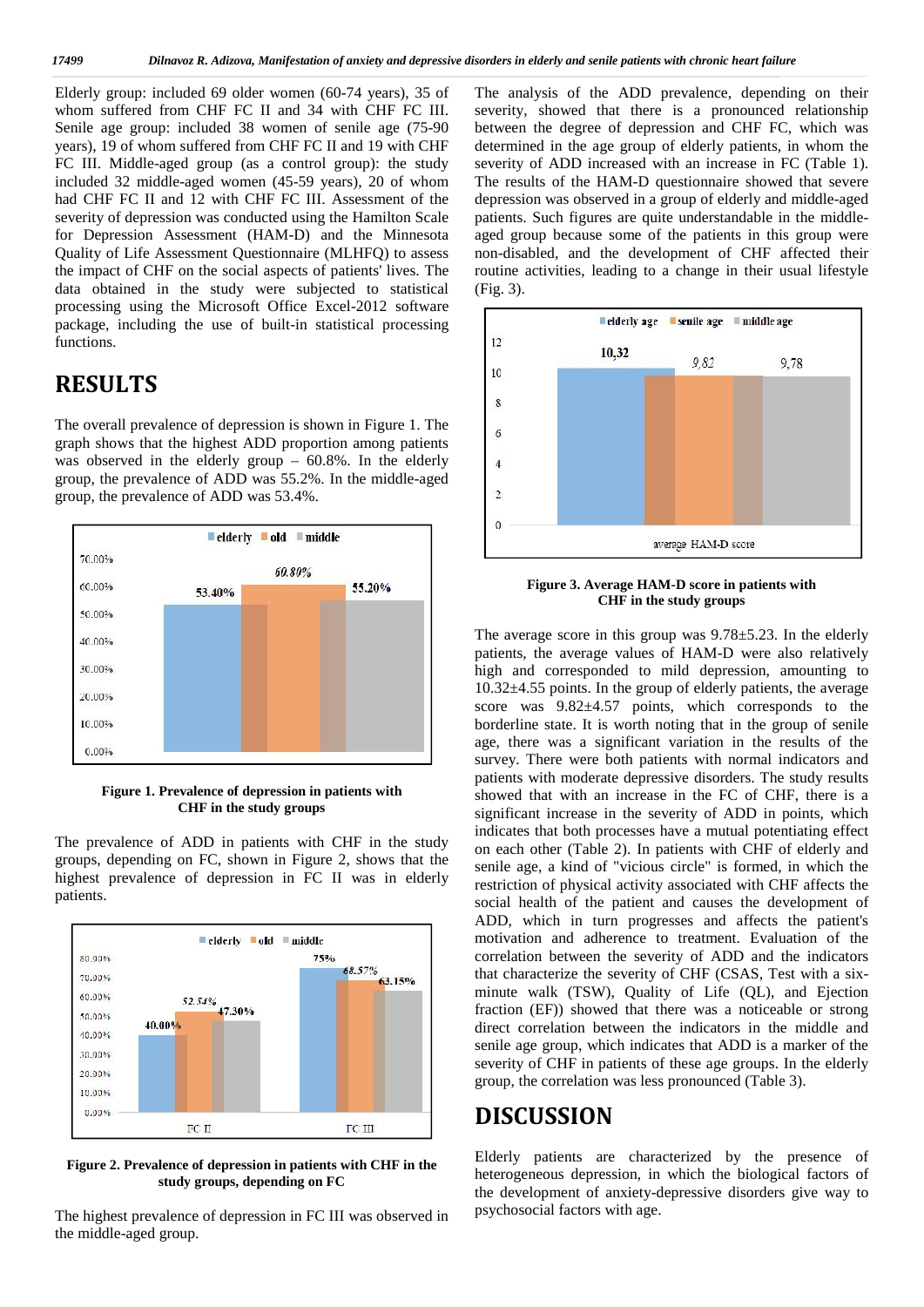Elderly group: included 69 older women (60-74 years), 35 of whom suffered from CHF FC II and 34 with CHF FC III. Senile age group: included 38 women of senile age (75-90 years), 19 of whom suffered from CHF FC II and 19 with CHF FC III. Middle-aged group (as a control group): the study included 32 middle-aged women (45-59 years), 20 of whom had CHF FC II and 12 with CHF FC III. Assessment of the severity of depression was conducted using the Hamilton Scale for Depression Assessment (HAM-D) and the Minnesota Quality of Life Assessment Questionnaire (MLHFQ) to assess the impact of CHF on the social aspects of patients' lives. The data obtained in the study were subjected to statistical processing using the Microsoft Office Excel-2012 software package, including the use of built-in statistical processing functions.

# RESULTS

The overall prevalence of depression is shown in Figure 1. The graph shows that the highest ADD proportion among patients was observed in the elderly group – 60.8%. In the elderly group, the prevalence of ADD was 55.2%. In the middle-aged group, the prevalence of ADD was 53.4%.

**Figure 1. Prevalence of depression in patients with CHF in the study groups**

The prevalence of ADD in patients with CHF in the study groups, depending on FC, shown in Figure 2, shows that the highest prevalence of depression in FC II was in elderly patients.

**Figure 2. Prevalence of depression in patients with CHF in the study groups, depending on FC**

The highest prevalence of depression in FC III was observed in the middle-aged group.

The analysis of the ADD prevalence, depending on their severity, showed that there is a pronounced relationship between the degree of depression and CHF FC, which was determined in the age group of elderly patients, in whom the severity of ADD increased with an increase in FC (Table 1). The results of the HAM-D questionnaire showed that severe depression was observed in a group of elderly and middle-aged patients. Such figures are quite understandable in the middle-aged group because some of the patients in this group were non-disabled, and the development of CHF affected their routine activities, leading to a change in their usual lifestyle (Fig. 3).

**Figure 3. Average HAM-D score in patients with CHF in the study groups**

The average score in this group was 9.78±5.23. In the elderly patients, the average values of HAM-D were also relatively high and corresponded to mild depression, amounting to 10.32±4.55 points. In the group of elderly patients, the average score was 9.82±4.57 points, which corresponds to the borderline state. It is worth noting that in the group of senile age, there was a significant variation in the results of the survey. There were both patients with normal indicators and patients with moderate depressive disorders. The study results showed that with an increase in the FC of CHF, there is a significant increase in the severity of ADD in points, which indicates that both processes have a mutual potentiating effect on each other (Table 2). In patients with CHF of elderly and senile age, a kind of "vicious circle" is formed, in which the restriction of physical activity associated with CHF affects the social health of the patient and causes the development of ADD, which in turn progresses and affects the patient's motivation and adherence to treatment. Evaluation of the correlation between the severity of ADD and the indicators that characterize the severity of CHF (CSAS, Test with a six-minute walk (TSW), Quality of Life (QL), and Ejection fraction (EF)) showed that there was a noticeable or strong direct correlation between the indicators in the middle and senile age group, which indicates that ADD is a marker of the severity of CHF in patients of these age groups. In the elderly group, the correlation was less pronounced (Table 3).

# DISCUSSION

Elderly patients are characterized by the presence of heterogeneous depression, in which the biological factors of the development of anxiety-depressive disorders give way to psychosocial factors with age.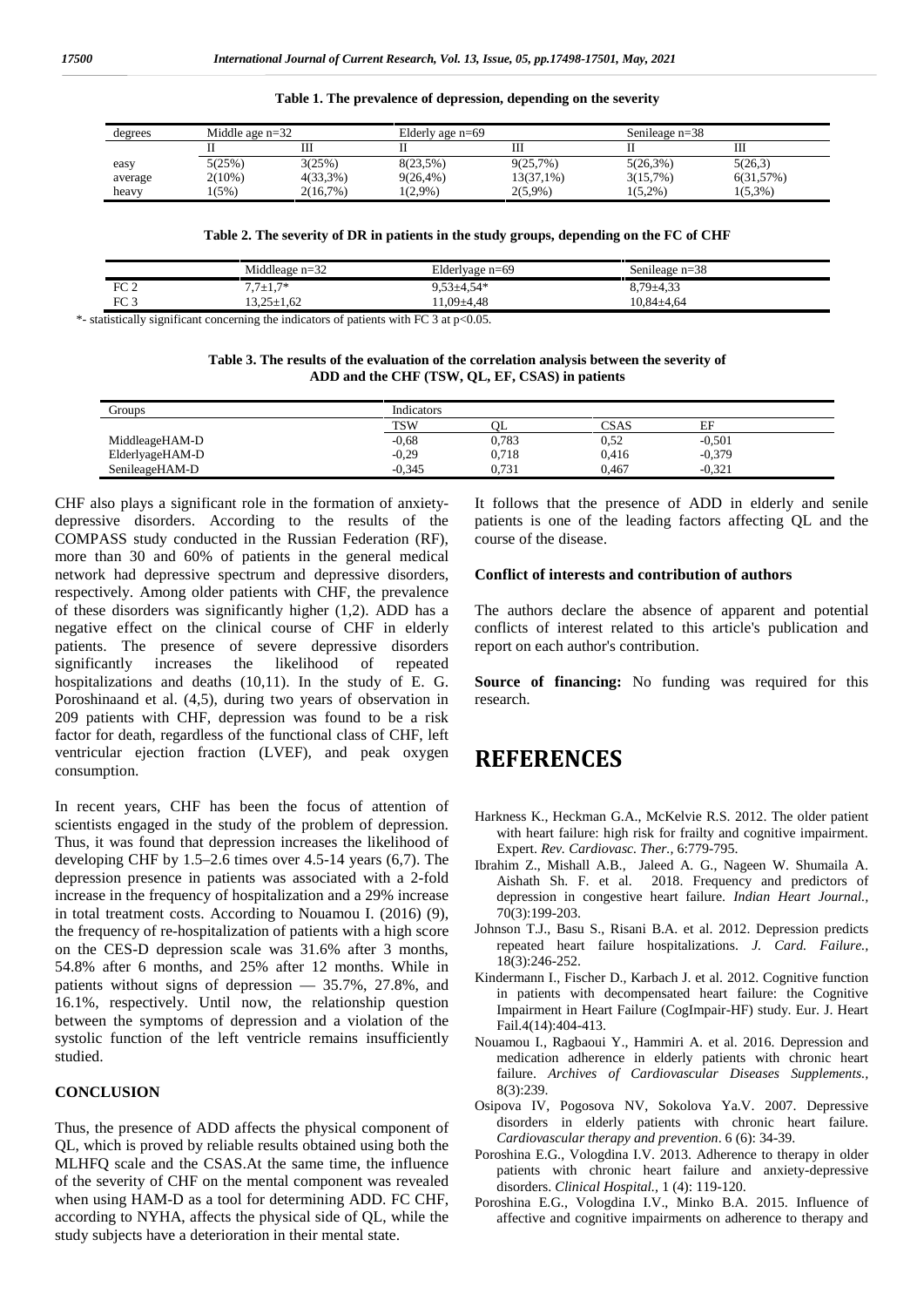**Table 1. The prevalence of depression, depending on the severity**

| degrees | Middle age n=32 | | Elderly age n=69 | | Senileage n=38 | |
|---|---|---|---|---|---|---|
| | II | III | II | III | II | III |
| easy | 5(25%) | 3(25%) | 8(23,5%) | 9(25,7%) | 5(26,3%) | 5(26,3) |
| average | 2(10%) | 4(33,3%) | 9(26,4%) | 13(37,1%) | 3(15,7%) | 6(31,57%) |
| heavy | 1(5%) | 2(16,7%) | 1(2,9%) | 2(5,9%) | 1(5,2%) | 1(5,3%) |

**Table 2. The severity of DR in patients in the study groups, depending on the FC of CHF**

| | Middleage n=32 | Elderlyage n=69 | Senileage n=38 |
|---|---|---|---|
| FC 2 | 7,7±1,7* | 9,53±4,54* | 8,79±4,33 |
| FC 3 | 13,25±1,62 | 11,09±4,48 | 10,84±4,64 |

*- statistically significant concerning the indicators of patients with FC 3 at p<0.05.

**Table 3. The results of the evaluation of the correlation analysis between the severity of ADD and the CHF (TSW, QL, EF, CSAS) in patients**

| Groups | Indicators | | | |
|---|---|---|---|---|
| | TSW | QL | CSAS | EF |
| MiddleageHAM-D | -0,68 | 0,783 | 0,52 | -0,501 |
| ElderlyageHAM-D | -0,29 | 0,718 | 0,416 | -0,379 |
| SenileageHAM-D | -0,345 | 0,731 | 0,467 | -0,321 |

CHF also plays a significant role in the formation of anxiety-depressive disorders. According to the results of the COMPASS study conducted in the Russian Federation (RF), more than 30 and 60% of patients in the general medical network had depressive spectrum and depressive disorders, respectively. Among older patients with CHF, the prevalence of these disorders was significantly higher (1,2). ADD has a negative effect on the clinical course of CHF in elderly patients. The presence of severe depressive disorders significantly increases the likelihood of repeated hospitalizations and deaths (10,11). In the study of E. G. Poroshinaand et al. (4,5), during two years of observation in 209 patients with CHF, depression was found to be a risk factor for death, regardless of the functional class of CHF, left ventricular ejection fraction (LVEF), and peak oxygen consumption.

In recent years, CHF has been the focus of attention of scientists engaged in the study of the problem of depression. Thus, it was found that depression increases the likelihood of developing CHF by 1.5–2.6 times over 4.5-14 years (6,7). The depression presence in patients was associated with a 2-fold increase in the frequency of hospitalization and a 29% increase in total treatment costs. According to Nouamou I. (2016) (9), the frequency of re-hospitalization of patients with a high score on the CES-D depression scale was 31.6% after 3 months, 54.8% after 6 months, and 25% after 12 months. While in patients without signs of depression — 35.7%, 27.8%, and 16.1%, respectively. Until now, the relationship question between the symptoms of depression and a violation of the systolic function of the left ventricle remains insufficiently studied.

## CONCLUSION

Thus, the presence of ADD affects the physical component of QL, which is proved by reliable results obtained using both the MLHFQ scale and the CSAS.At the same time, the influence of the severity of CHF on the mental component was revealed when using HAM-D as a tool for determining ADD. FC CHF, according to NYHA, affects the physical side of QL, while the study subjects have a deterioration in their mental state.

It follows that the presence of ADD in elderly and senile patients is one of the leading factors affecting QL and the course of the disease.

### Conflict of interests and contribution of authors

The authors declare the absence of apparent and potential conflicts of interest related to this article's publication and report on each author's contribution.

**Source of financing:** No funding was required for this research.

# REFERENCES

Harkness K., Heckman G.A., McKelvie R.S. 2012. The older patient with heart failure: high risk for frailty and cognitive impairment. Expert. *Rev. Cardiovasc. Ther.*, 6:779-795.

Ibrahim Z., Mishall A.B., Jaleed A. G., Nageen W. Shumaila A. Aishath Sh. F. et al. 2018. Frequency and predictors of depression in congestive heart failure. *Indian Heart Journal.*, 70(3):199-203.

Johnson T.J., Basu S., Risani B.A. et al. 2012. Depression predicts repeated heart failure hospitalizations. *J. Card. Failure.*, 18(3):246-252.

Kindermann I., Fischer D., Karbach J. et al. 2012. Cognitive function in patients with decompensated heart failure: the Cognitive Impairment in Heart Failure (CogImpair-HF) study. Eur. J. Heart Fail.4(14):404-413.

Nouamou I., Ragbaoui Y., Hammiri A. et al. 2016. Depression and medication adherence in elderly patients with chronic heart failure. *Archives of Cardiovascular Diseases Supplements.*, 8(3):239.

Osipova IV, Pogosova NV, Sokolova Ya.V. 2007. Depressive disorders in elderly patients with chronic heart failure. *Cardiovascular therapy and prevention*. 6 (6): 34-39.

Poroshina E.G., Vologdina I.V. 2013. Adherence to therapy in older patients with chronic heart failure and anxiety-depressive disorders. *Clinical Hospital.*, 1 (4): 119-120.

Poroshina E.G., Vologdina I.V., Minko B.A. 2015. Influence of affective and cognitive impairments on adherence to therapy and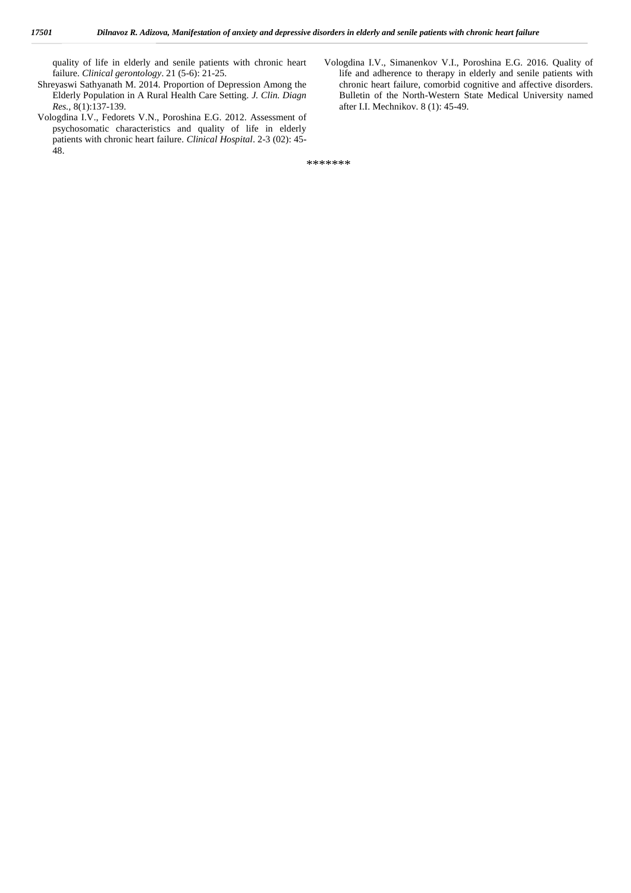quality of life in elderly and senile patients with chronic heart failure. *Clinical gerontology*. 21 (5-6): 21-25.

Shreyaswi Sathyanath M. 2014. Proportion of Depression Among the Elderly Population in A Rural Health Care Setting. *J. Clin. Diagn Res.*, 8(1):137-139.

Vologdina I.V., Fedorets V.N., Poroshina E.G. 2012. Assessment of psychosomatic characteristics and quality of life in elderly patients with chronic heart failure. *Clinical Hospital*. 2-3 (02): 45-48.

Vologdina I.V., Simanenkov V.I., Poroshina E.G. 2016. Quality of life and adherence to therapy in elderly and senile patients with chronic heart failure, comorbid cognitive and affective disorders. Bulletin of the North-Western State Medical University named after I.I. Mechnikov. 8 (1): 45-49.

*******